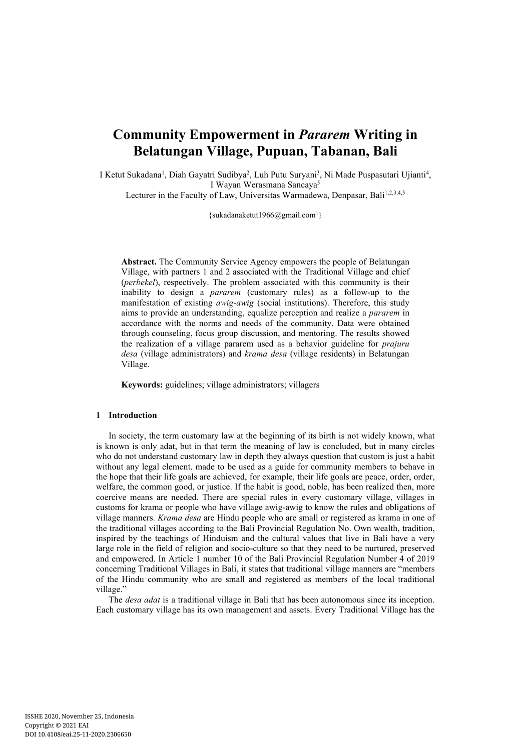# Community Empowerment in *Pararem* Writing in Belatungan Village, Pupuan, Tabanan, Bali

I Ketut Sukadana[1], Diah Gayatri Sudibya[2], Luh Putu Suryani[3], Ni Made Puspasutari Ujianti[4], I Wayan Werasmana Sancaya[5]

Lecturer in the Faculty of Law, Universitas Warmadewa, Denpasar, Bali[1,2,3,4,5]

{sukadanaketut1966@gmail.com[1]}

**Abstract.** The Community Service Agency empowers the people of Belatungan Village, with partners 1 and 2 associated with the Traditional Village and chief (*perbekel*), respectively. The problem associated with this community is their inability to design a *pararem* (customary rules) as a follow-up to the manifestation of existing *awig-awig* (social institutions). Therefore, this study aims to provide an understanding, equalize perception and realize a *pararem* in accordance with the norms and needs of the community. Data were obtained through counseling, focus group discussion, and mentoring. The results showed the realization of a village pararem used as a behavior guideline for *prajuru desa* (village administrators) and *krama desa* (village residents) in Belatungan Village.

**Keywords:** guidelines; village administrators; villagers

## 1 Introduction

In society, the term customary law at the beginning of its birth is not widely known, what is known is only adat, but in that term the meaning of law is concluded, but in many circles who do not understand customary law in depth they always question that custom is just a habit without any legal element. made to be used as a guide for community members to behave in the hope that their life goals are achieved, for example, their life goals are peace, order, order, welfare, the common good, or justice. If the habit is good, noble, has been realized then, more coercive means are needed. There are special rules in every customary village, villages in customs for krama or people who have village awig-awig to know the rules and obligations of village manners. *Krama desa* are Hindu people who are small or registered as krama in one of the traditional villages according to the Bali Provincial Regulation No. Own wealth, tradition, inspired by the teachings of Hinduism and the cultural values that live in Bali have a very large role in the field of religion and socio-culture so that they need to be nurtured, preserved and empowered. In Article 1 number 10 of the Bali Provincial Regulation Number 4 of 2019 concerning Traditional Villages in Bali, it states that traditional village manners are "members of the Hindu community who are small and registered as members of the local traditional village."

The *desa adat* is a traditional village in Bali that has been autonomous since its inception. Each customary village has its own management and assets. Every Traditional Village has the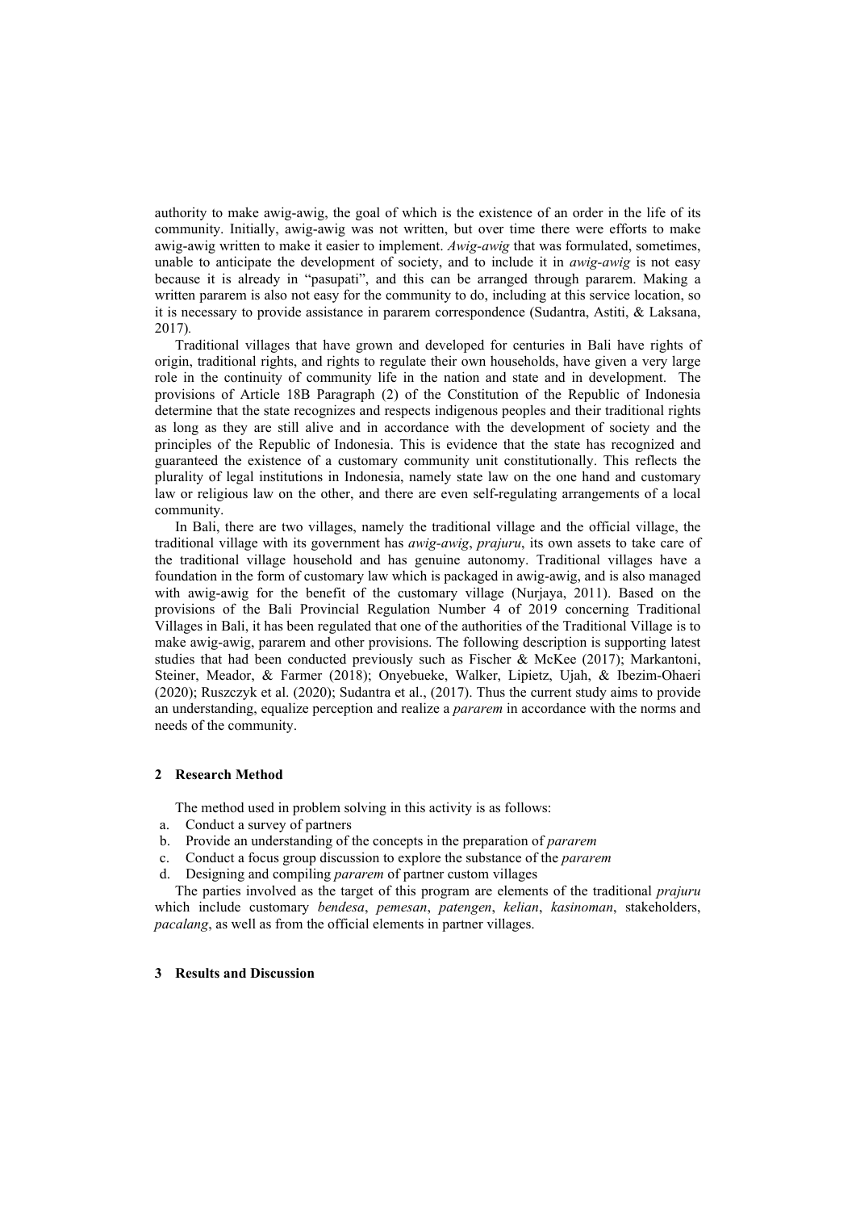authority to make awig-awig, the goal of which is the existence of an order in the life of its community. Initially, awig-awig was not written, but over time there were efforts to make awig-awig written to make it easier to implement. *Awig-awig* that was formulated, sometimes, unable to anticipate the development of society, and to include it in *awig-awig* is not easy because it is already in "pasupati", and this can be arranged through pararem. Making a written pararem is also not easy for the community to do, including at this service location, so it is necessary to provide assistance in pararem correspondence (Sudantra, Astiti, & Laksana, 2017).

Traditional villages that have grown and developed for centuries in Bali have rights of origin, traditional rights, and rights to regulate their own households, have given a very large role in the continuity of community life in the nation and state and in development. The provisions of Article 18B Paragraph (2) of the Constitution of the Republic of Indonesia determine that the state recognizes and respects indigenous peoples and their traditional rights as long as they are still alive and in accordance with the development of society and the principles of the Republic of Indonesia. This is evidence that the state has recognized and guaranteed the existence of a customary community unit constitutionally. This reflects the plurality of legal institutions in Indonesia, namely state law on the one hand and customary law or religious law on the other, and there are even self-regulating arrangements of a local community.

In Bali, there are two villages, namely the traditional village and the official village, the traditional village with its government has *awig-awig*, *prajuru*, its own assets to take care of the traditional village household and has genuine autonomy. Traditional villages have a foundation in the form of customary law which is packaged in awig-awig, and is also managed with awig-awig for the benefit of the customary village (Nurjaya, 2011). Based on the provisions of the Bali Provincial Regulation Number 4 of 2019 concerning Traditional Villages in Bali, it has been regulated that one of the authorities of the Traditional Village is to make awig-awig, pararem and other provisions. The following description is supporting latest studies that had been conducted previously such as Fischer & McKee (2017); Markantoni, Steiner, Meador, & Farmer (2018); Onyebueke, Walker, Lipietz, Ujah, & Ibezim-Ohaeri (2020); Ruszczyk et al. (2020); Sudantra et al., (2017). Thus the current study aims to provide an understanding, equalize perception and realize a *pararem* in accordance with the norms and needs of the community.

## 2 Research Method

The method used in problem solving in this activity is as follows:

a. Conduct a survey of partners
b. Provide an understanding of the concepts in the preparation of *pararem*
c. Conduct a focus group discussion to explore the substance of the *pararem*
d. Designing and compiling *pararem* of partner custom villages

The parties involved as the target of this program are elements of the traditional *prajuru* which include customary *bendesa*, *pemesan*, *patengen*, *kelian*, *kasinoman*, stakeholders, *pacalang*, as well as from the official elements in partner villages.

## 3 Results and Discussion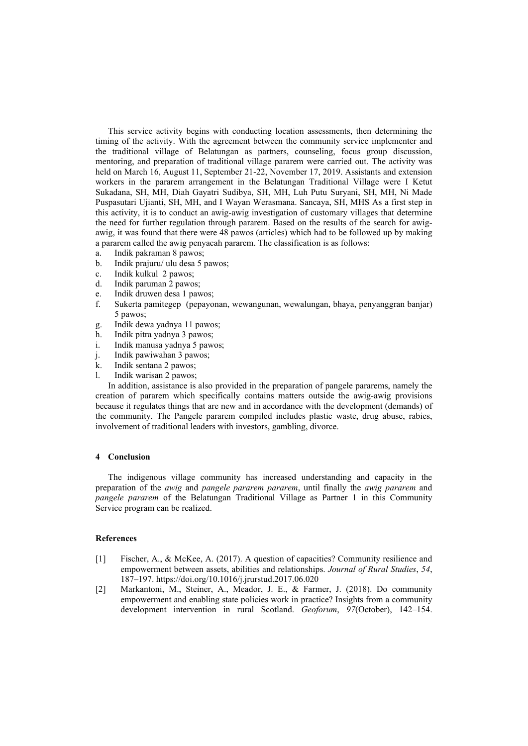This service activity begins with conducting location assessments, then determining the timing of the activity. With the agreement between the community service implementer and the traditional village of Belatungan as partners, counseling, focus group discussion, mentoring, and preparation of traditional village pararem were carried out. The activity was held on March 16, August 11, September 21-22, November 17, 2019. Assistants and extension workers in the pararem arrangement in the Belatungan Traditional Village were I Ketut Sukadana, SH, MH, Diah Gayatri Sudibya, SH, MH, Luh Putu Suryani, SH, MH, Ni Made Puspasutari Ujianti, SH, MH, and I Wayan Werasmana. Sancaya, SH, MHS As a first step in this activity, it is to conduct an awig-awig investigation of customary villages that determine the need for further regulation through pararem. Based on the results of the search for awig-awig, it was found that there were 48 pawos (articles) which had to be followed up by making a pararem called the awig penyacah pararem. The classification is as follows:

a. Indik pakraman 8 pawos;
b. Indik prajuru/ ulu desa 5 pawos;
c. Indik kulkul 2 pawos;
d. Indik paruman 2 pawos;
e. Indik druwen desa 1 pawos;
f. Sukerta pamitegep (pepayonan, wewangunan, wewalungan, bhaya, penyanggran banjar) 5 pawos;
g. Indik dewa yadnya 11 pawos;
h. Indik pitra yadnya 3 pawos;
i. Indik manusa yadnya 5 pawos;
j. Indik pawiwahan 3 pawos;
k. Indik sentana 2 pawos;
l. Indik warisan 2 pawos;

In addition, assistance is also provided in the preparation of pangele pararems, namely the creation of pararem which specifically contains matters outside the awig-awig provisions because it regulates things that are new and in accordance with the development (demands) of the community. The Pangele pararem compiled includes plastic waste, drug abuse, rabies, involvement of traditional leaders with investors, gambling, divorce.

## 4 Conclusion

The indigenous village community has increased understanding and capacity in the preparation of the *awig* and *pangele pararem pararem*, until finally the *awig pararem* and *pangele pararem* of the Belatungan Traditional Village as Partner 1 in this Community Service program can be realized.

## References

[1] Fischer, A., & McKee, A. (2017). A question of capacities? Community resilience and empowerment between assets, abilities and relationships. *Journal of Rural Studies*, *54*, 187–197. https://doi.org/10.1016/j.jrurstud.2017.06.020

[2] Markantoni, M., Steiner, A., Meador, J. E., & Farmer, J. (2018). Do community empowerment and enabling state policies work in practice? Insights from a community development intervention in rural Scotland. *Geoforum*, *97*(October), 142–154.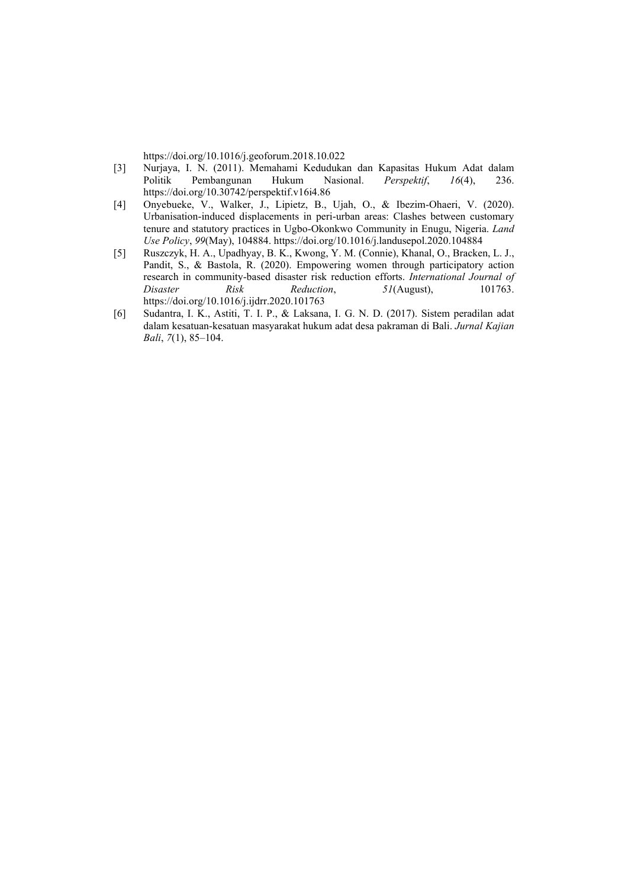https://doi.org/10.1016/j.geoforum.2018.10.022

[3] Nurjaya, I. N. (2011). Memahami Kedudukan dan Kapasitas Hukum Adat dalam Politik Pembangunan Hukum Nasional. *Perspektif*, *16*(4), 236. https://doi.org/10.30742/perspektif.v16i4.86

[4] Onyebueke, V., Walker, J., Lipietz, B., Ujah, O., & Ibezim-Ohaeri, V. (2020). Urbanisation-induced displacements in peri-urban areas: Clashes between customary tenure and statutory practices in Ugbo-Okonkwo Community in Enugu, Nigeria. *Land Use Policy*, *99*(May), 104884. https://doi.org/10.1016/j.landusepol.2020.104884

[5] Ruszczyk, H. A., Upadhyay, B. K., Kwong, Y. M. (Connie), Khanal, O., Bracken, L. J., Pandit, S., & Bastola, R. (2020). Empowering women through participatory action research in community-based disaster risk reduction efforts. *International Journal of Disaster Risk Reduction*, *51*(August), 101763. https://doi.org/10.1016/j.ijdrr.2020.101763

[6] Sudantra, I. K., Astiti, T. I. P., & Laksana, I. G. N. D. (2017). Sistem peradilan adat dalam kesatuan-kesatuan masyarakat hukum adat desa pakraman di Bali. *Jurnal Kajian Bali*, *7*(1), 85–104.